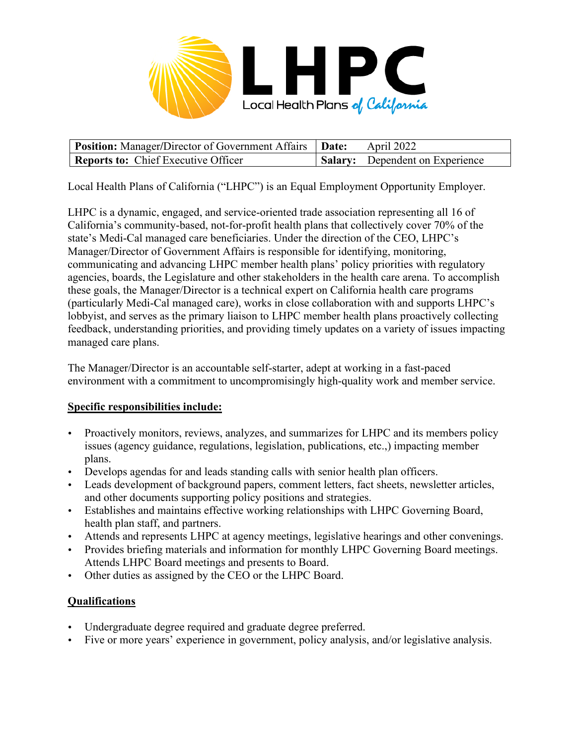# LHPC

Local Health Plans of California

| **Position:** Manager/Director of Government Affairs | **Date:** April 2022 |
|---|---|
| **Reports to:** Chief Executive Officer | **Salary:** Dependent on Experience |

Local Health Plans of California ("LHPC") is an Equal Employment Opportunity Employer.

LHPC is a dynamic, engaged, and service-oriented trade association representing all 16 of California's community-based, not-for-profit health plans that collectively cover 70% of the state's Medi-Cal managed care beneficiaries. Under the direction of the CEO, LHPC's Manager/Director of Government Affairs is responsible for identifying, monitoring, communicating and advancing LHPC member health plans' policy priorities with regulatory agencies, boards, the Legislature and other stakeholders in the health care arena. To accomplish these goals, the Manager/Director is a technical expert on California health care programs (particularly Medi-Cal managed care), works in close collaboration with and supports LHPC's lobbyist, and serves as the primary liaison to LHPC member health plans proactively collecting feedback, understanding priorities, and providing timely updates on a variety of issues impacting managed care plans.

The Manager/Director is an accountable self-starter, adept at working in a fast-paced environment with a commitment to uncompromisingly high-quality work and member service.

## Specific responsibilities include:

- Proactively monitors, reviews, analyzes, and summarizes for LHPC and its members policy issues (agency guidance, regulations, legislation, publications, etc.,) impacting member plans.
- Develops agendas for and leads standing calls with senior health plan officers.
- Leads development of background papers, comment letters, fact sheets, newsletter articles, and other documents supporting policy positions and strategies.
- Establishes and maintains effective working relationships with LHPC Governing Board, health plan staff, and partners.
- Attends and represents LHPC at agency meetings, legislative hearings and other convenings.
- Provides briefing materials and information for monthly LHPC Governing Board meetings. Attends LHPC Board meetings and presents to Board.
- Other duties as assigned by the CEO or the LHPC Board.

## Qualifications

- Undergraduate degree required and graduate degree preferred.
- Five or more years' experience in government, policy analysis, and/or legislative analysis.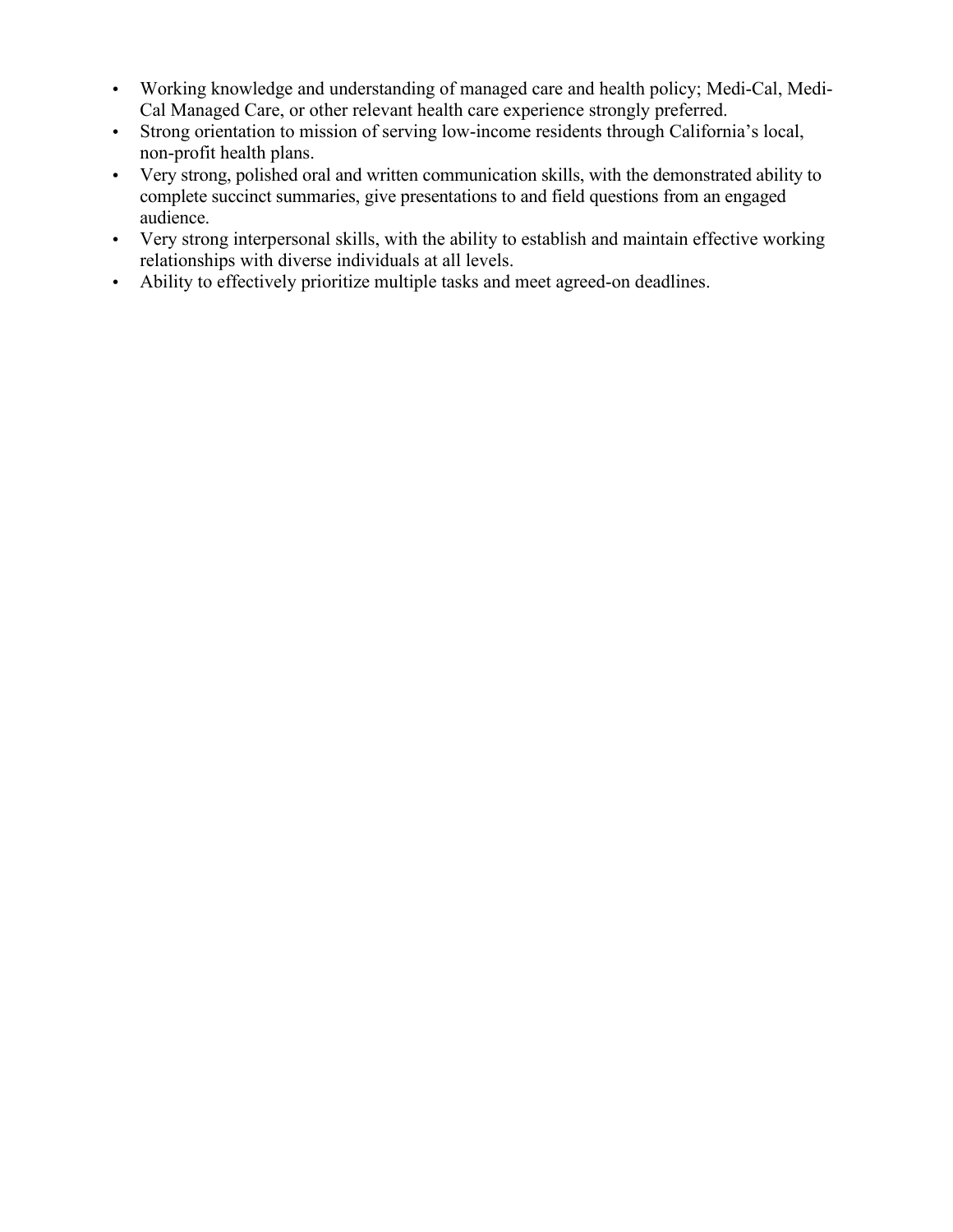- Working knowledge and understanding of managed care and health policy; Medi-Cal, Medi-Cal Managed Care, or other relevant health care experience strongly preferred.
- Strong orientation to mission of serving low-income residents through California's local, non-profit health plans.
- Very strong, polished oral and written communication skills, with the demonstrated ability to complete succinct summaries, give presentations to and field questions from an engaged audience.
- Very strong interpersonal skills, with the ability to establish and maintain effective working relationships with diverse individuals at all levels.
- Ability to effectively prioritize multiple tasks and meet agreed-on deadlines.